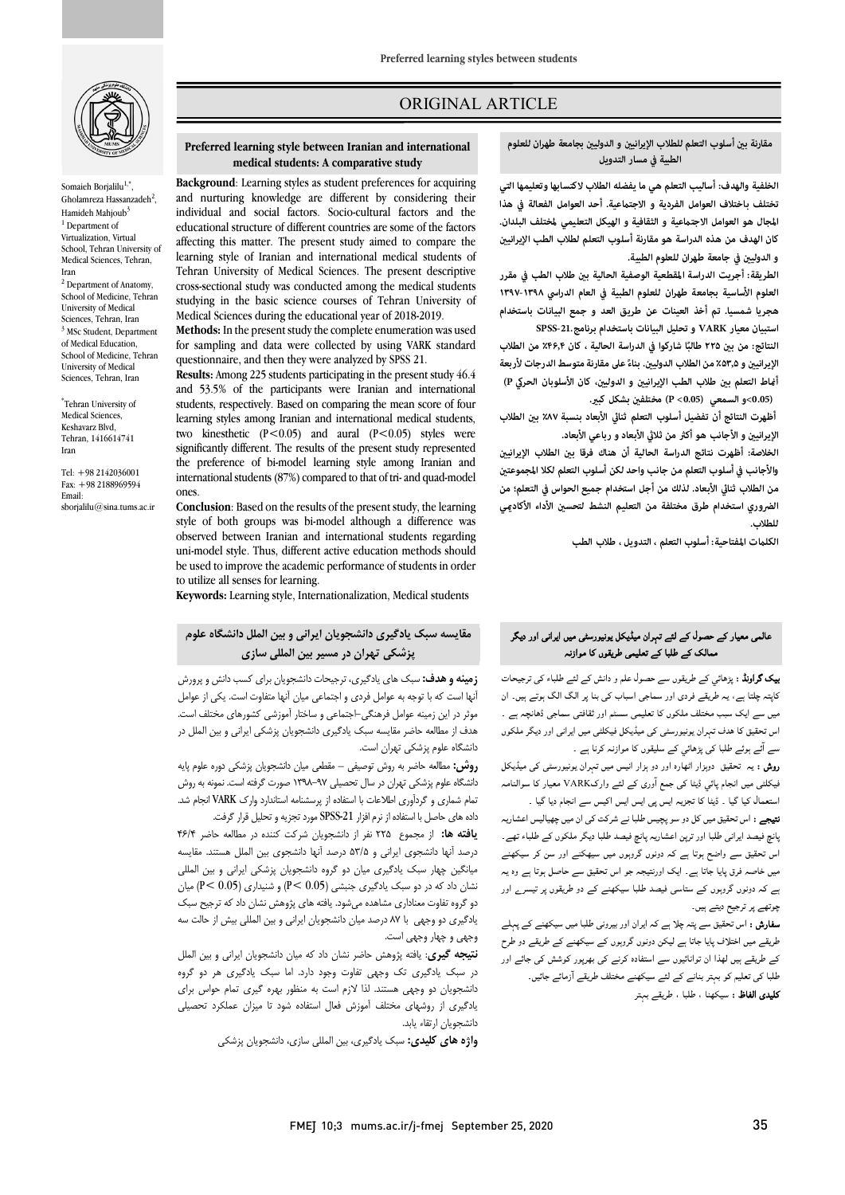ORIGINAL ARTICLE

## Preferred learning style between Iranian and international medical students: A comparative study

Somaieh Borjalilu[1,*], Gholamreza Hassanzadeh[2], Hamideh Mahjoub[3]

[1] Department of Virtualization, Virtual School, Tehran University of Medical Sciences, Tehran, Iran

[2] Department of Anatomy, School of Medicine, Tehran University of Medical Sciences, Tehran, Iran

[3] MSc Student, Department of Medical Education, School of Medicine, Tehran University of Medical Sciences, Tehran, Iran

*Tehran University of Medical Sciences, Keshavarz Blvd, Tehran, 1416614741 Iran

Tel: +98 2142036001
Fax: +98 2188969594
Email: sborjalilu@sina.tums.ac.ir

**Background**: Learning styles as student preferences for acquiring and nurturing knowledge are different by considering their individual and social factors. Socio-cultural factors and the educational structure of different countries are some of the factors affecting this matter. The present study aimed to compare the learning style of Iranian and international medical students of Tehran University of Medical Sciences. The present descriptive cross-sectional study was conducted among the medical students studying in the basic science courses of Tehran University of Medical Sciences during the educational year of 2018-2019.

**Methods:** In the present study the complete enumeration was used for sampling and data were collected by using VARK standard questionnaire, and then they were analyzed by SPSS 21.

**Results:** Among 225 students participating in the present study 46.4 and 53.5% of the participants were Iranian and international students, respectively. Based on comparing the mean score of four learning styles among Iranian and international medical students, two kinesthetic ($P<0.05$) and aural ($P<0.05$) styles were significantly different. The results of the present study represented the preference of bi-model learning style among Iranian and international students (87%) compared to that of tri- and quad-model ones.

**Conclusion**: Based on the results of the present study, the learning style of both groups was bi-model although a difference was observed between Iranian and international students regarding uni-model style. Thus, different active education methods should be used to improve the academic performance of students in order to utilize all senses for learning.

**Keywords:** Learning style, Internationalization, Medical students

## مقارنة بين أسلوب التعلم للطلاب الإيرانيين و الدوليين بجامعة طهران للعلوم الطبية في مسار التدويل

**الخلفية والهدف:** أساليب التعلم هي ما يفضله الطلاب لاكتسابها وتعليمها التي تختلف باختلاف العوامل الفردية و الاجتماعية. أحد العوامل الفعالة في هذا المجال هو العوامل الاجتماعية و الثقافية و الهيكل التعليمي لمختلف البلدان. كان الهدف من هذه الدراسة هو مقارنة أسلوب التعلم لطلاب الطب الإيرانيين و الدوليين في جامعة طهران للعلوم الطبية.

**الطريقة:** أجريت الدراسة المقطعية الوصفية الحالية بين طلاب الطب في مقرر العلوم الأساسية بجامعة طهران للعلوم الطبية في العام الدراسي ١٣٩٨-١٣٩٧ هجريا شمسيا. تم أخذ العينات عن طريق العد و جمع البيانات باستخدام استبيان معيار VARK و تحليل البيانات باستخدام برنامج SPSS-21.

**النتائج:** من بين ٢٢٥ طالبًا شاركوا في الدراسة الحالية ، كان ٤٦،٤٪ من الطلاب الإيرانيين و ٥٣،٥٪ من الطلاب الدوليين. بناءً على مقارنة متوسط الدرجات لأربعة أنماط التعلم بين طلاب الطب الإيرانيين و الدوليين، كان الأسلوبان الحركي (P<0.05) و السمعي (P<0.05) مختلفين بشكل كبير.

أظهرت النتائج أن تفضيل أسلوب التعلم ثنائي الأبعاد بنسبة ٨٧٪ بين الطلاب الإيرانيين و الأجانب هو أكثر من ثلاثي الأبعاد و رباعي الأبعاد.

**الخلاصة:** أظهرت نتائج الدراسة الحالية أن هناك فرقا بين الطلاب الإيرانيين والأجانب في أسلوب التعلم من جانب واحد لكن أسلوب التعلم لكلا المجموعتين من الطلاب ثنائي الأبعاد. لذلك من أجل استخدام جميع الحواس في التعلم؛ من الضروري استخدام طرق مختلفة من التعليم النشط لتحسين الأداء الأكاديمي للطلاب.

**الكلمات المفتاحية:** أسلوب التعلم ، التدويل ، طلاب الطب

## مقایسه سبک یادگیری دانشجویان ایرانی و بین الملل دانشگاه علوم پزشکی تهران در مسیر بین المللی سازی

**زمینه و هدف:** سبک های یادگیری، ترجیحات دانشجویان برای کسب دانش و پرورش آنها است که با توجه به عوامل فردی و اجتماعی میان آنها متفاوت است. یکی از عوامل موثر در این زمینه عوامل فرهنگی-اجتماعی و ساختار آموزشی کشورهای مختلف است. هدف از مطالعه حاضر مقایسه سبک یادگیری دانشجویان پزشکی ایرانی و بین الملل در دانشگاه علوم پزشکی تهران است.

**روش:** مطالعه حاضر به روش توصیفی – مقطعی میان دانشجویان پزشکی دوره علوم پایه دانشگاه علوم پزشکی تهران در سال تحصیلی ۹۷-۱۳۹۸ صورت گرفته است. نمونه به روش تمام شماری و گردآوری اطلاعات با استفاده از پرسشنامه استاندارد وارک VARK انجام شد. داده های حاصل با استفاده از نرم افزار SPSS-21 مورد تجزیه و تحلیل قرار گرفت.

**یافته ها:** از مجموع ۲۲۵ نفر از دانشجویان شرکت کننده در مطالعه حاضر ۴۶/۴ درصد آنها دانشجوی ایرانی و ۵۳/۵ درصد آنها دانشجوی بین الملل هستند. مقایسه میانگین چهار سبک یادگیری میان دو گروه دانشجویان پزشکی ایرانی و بین المللی نشان داد که در دو سبک یادگیری جنبشی (P< 0.05) و شنیداری (P< 0.05) میان دو گروه تفاوت معناداری مشاهده می‌شود. یافته های پژوهش نشان داد که ترجیح سبک یادگیری دو وجهی با ۸۷ درصد میان دانشجویان ایرانی و بین المللی بیش از حالت سه وجهی و چهار وجهی است.

**نتیجه گیری:** یافته پژوهش حاضر نشان داد که میان دانشجویان ایرانی و بین الملل در سبک یادگیری تک وجهی تفاوت وجود دارد. اما سبک یادگیری هر دو گروه دانشجویان دو وجهی هستند. لذا لازم است به منظور بهره گیری تمام حواس برای یادگیری از روشهای مختلف آموزش فعال استفاده شود تا میزان عملکرد تحصیلی دانشجویان ارتقاء یابد.

**واژه های کلیدی:** سبک یادگیری، بین المللی سازی، دانشجویان پزشکی

## عالمی معیار کے حصول کے لئے تہران میڈیکل یونیورسٹی میں ایرانی اور دیگر ممالک کے طلبا کے تعلیمی طریقوں کا موازنہ

**بیک گراونڈ :** پڑھائي کے طریقوں سے حصول علم و دانش کے لئے طلباء کی ترجیحات کاپتہ چلتا ہے ۔ یہ طریقے فردی اور سماجی اسباب کی بنا پر الگ الگ ہوتے ہیں۔ ان میں سے ایک سبب مختلف ملکوں کا تعلیمی سسٹم اور ثقافتی سماجی ڈھانچہ ہے ۔ اس تحقیق کا ہدف تہران یونیورسٹی کی میڈیکل فیکلٹی میں ایرانی اور دیگر ملکوں سے آئے ہوئے طلبا کی پڑھائي کے سلیقوں کا موازنہ کرنا ہے ۔

**روش :** یہ تحقیق دیرپار اتھارہ اور دو ہزار انیس میں تہران یونیورسٹی کی میڈیکل فیکلٹی میں انجام پائي ڈیٹا کی جمع آوری کے لئے وارکVARK معیار کا سوالنامہ استعمال کیا گيا ۔ ڈیٹا کا تجزیہ ایس پی ایس ایس سے انجام دیا گيا ۔

**نتیجے :** اس تحقیق میں کل دو سو پچیس طلبا نے شرکت کی ان میں چھیالیس اعشاریہ پانچ فیصد ایرانی طلبا اور ترپن اعشاریہ پانچ فیصد طلبا دیگر ملکوں کے طلباء تھے۔ اس تحقیق سے واضح ہوتا ہے کہ دونوں گروہوں میں سیکھنے اور سن کر سیکھنے میں خاصہ فرق پایا جاتا ہے۔ ایک اورنتیجہ جو اس تحقیق سے حاصل ہوتا ہے وہ یہ ہے کہ دونوں گروہوں کے ستاسی فیصد طلبا سیکھنے کے دو طریقوں کو تیسرے اور چوتھے پر ترجیح دیتے ہیں۔

**سفارش :** اس تحقیق سے پتہ چلا ہے کہ ایران اور بیرونی طلبا میں سیکھنے کے پہلے طریقے میں اختلاف پایا جاتا ہے لیکن دونوں گروہوں کے سیکھنے کے طریقے دو طرح کے طریقے ہیں لھذا ان توانائیوں سے استفادے کی بھرپور کوشش کی جائے اور طلبا کی تعلیم کو بہتر بنانے کے لئے سیکھنے مختلف طریقے آزمائے جائیں۔

**کلیدی الفاظ :** سیکھنا ، طلبا ، طریقے بہتر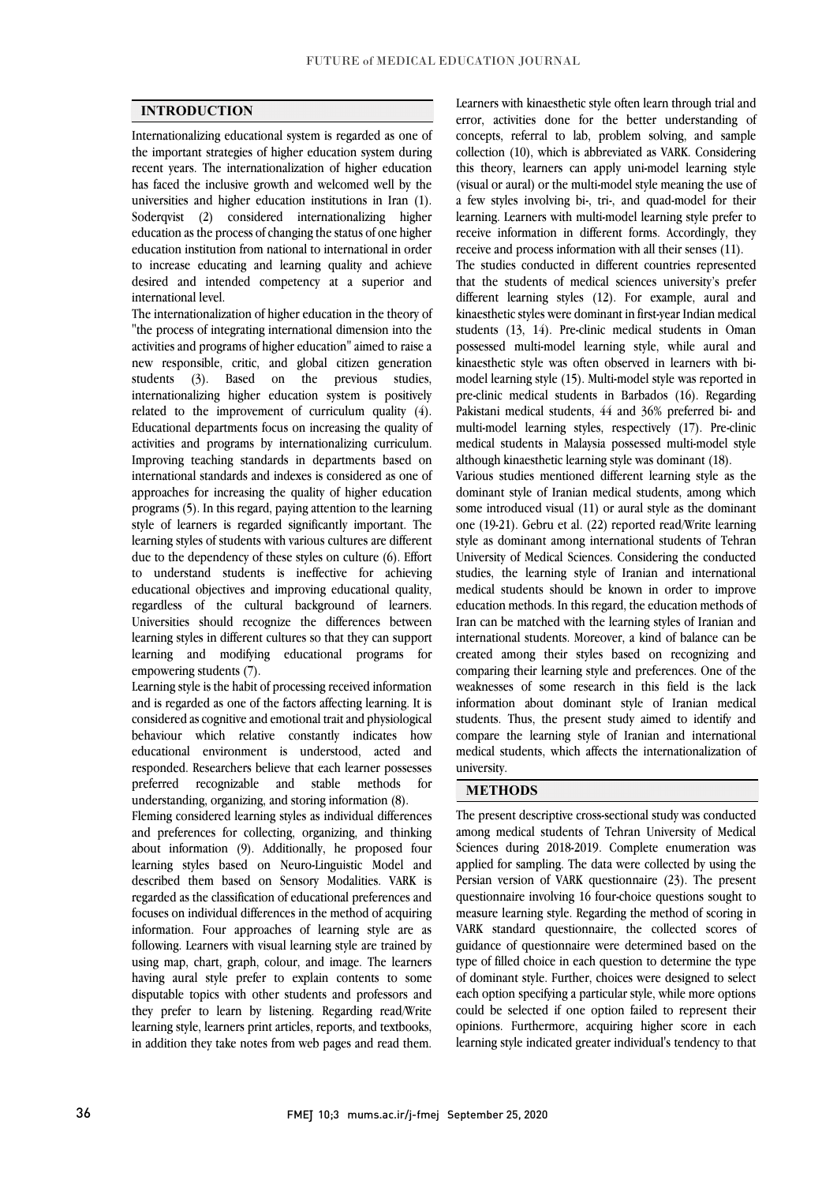## INTRODUCTION

Internationalizing educational system is regarded as one of the important strategies of higher education system during recent years. The internationalization of higher education has faced the inclusive growth and welcomed well by the universities and higher education institutions in Iran (1). Soderqvist (2) considered internationalizing higher education as the process of changing the status of one higher education institution from national to international in order to increase educating and learning quality and achieve desired and intended competency at a superior and international level.

The internationalization of higher education in the theory of "the process of integrating international dimension into the activities and programs of higher education" aimed to raise a new responsible, critic, and global citizen generation students (3). Based on the previous studies, internationalizing higher education system is positively related to the improvement of curriculum quality (4). Educational departments focus on increasing the quality of activities and programs by internationalizing curriculum. Improving teaching standards in departments based on international standards and indexes is considered as one of approaches for increasing the quality of higher education programs (5). In this regard, paying attention to the learning style of learners is regarded significantly important. The learning styles of students with various cultures are different due to the dependency of these styles on culture (6). Effort to understand students is ineffective for achieving educational objectives and improving educational quality, regardless of the cultural background of learners. Universities should recognize the differences between learning styles in different cultures so that they can support learning and modifying educational programs for empowering students (7).

Learning style is the habit of processing received information and is regarded as one of the factors affecting learning. It is considered as cognitive and emotional trait and physiological behaviour which relative constantly indicates how educational environment is understood, acted and responded. Researchers believe that each learner possesses preferred recognizable and stable methods for understanding, organizing, and storing information (8).

Fleming considered learning styles as individual differences and preferences for collecting, organizing, and thinking about information (9). Additionally, he proposed four learning styles based on Neuro-Linguistic Model and described them based on Sensory Modalities. VARK is regarded as the classification of educational preferences and focuses on individual differences in the method of acquiring information. Four approaches of learning style are as following. Learners with visual learning style are trained by using map, chart, graph, colour, and image. The learners having aural style prefer to explain contents to some disputable topics with other students and professors and they prefer to learn by listening. Regarding read/Write learning style, learners print articles, reports, and textbooks, in addition they take notes from web pages and read them. Learners with kinaesthetic style often learn through trial and error, activities done for the better understanding of concepts, referral to lab, problem solving, and sample collection (10), which is abbreviated as VARK. Considering this theory, learners can apply uni-model learning style (visual or aural) or the multi-model style meaning the use of a few styles involving bi-, tri-, and quad-model for their learning. Learners with multi-model learning style prefer to receive information in different forms. Accordingly, they receive and process information with all their senses (11).

The studies conducted in different countries represented that the students of medical sciences university's prefer different learning styles (12). For example, aural and kinaesthetic styles were dominant in first-year Indian medical students (13, 14). Pre-clinic medical students in Oman possessed multi-model learning style, while aural and kinaesthetic style was often observed in learners with bi-model learning style (15). Multi-model style was reported in pre-clinic medical students in Barbados (16). Regarding Pakistani medical students, 44 and 36% preferred bi- and multi-model learning styles, respectively (17). Pre-clinic medical students in Malaysia possessed multi-model style although kinaesthetic learning style was dominant (18).

Various studies mentioned different learning style as the dominant style of Iranian medical students, among which some introduced visual (11) or aural style as the dominant one (19-21). Gebru et al. (22) reported read/Write learning style as dominant among international students of Tehran University of Medical Sciences. Considering the conducted studies, the learning style of Iranian and international medical students should be known in order to improve education methods. In this regard, the education methods of Iran can be matched with the learning styles of Iranian and international students. Moreover, a kind of balance can be created among their styles based on recognizing and comparing their learning style and preferences. One of the weaknesses of some research in this field is the lack information about dominant style of Iranian medical students. Thus, the present study aimed to identify and compare the learning style of Iranian and international medical students, which affects the internationalization of university.

## METHODS

The present descriptive cross-sectional study was conducted among medical students of Tehran University of Medical Sciences during 2018-2019. Complete enumeration was applied for sampling. The data were collected by using the Persian version of VARK questionnaire (23). The present questionnaire involving 16 four-choice questions sought to measure learning style. Regarding the method of scoring in VARK standard questionnaire, the collected scores of guidance of questionnaire were determined based on the type of filled choice in each question to determine the type of dominant style. Further, choices were designed to select each option specifying a particular style, while more options could be selected if one option failed to represent their opinions. Furthermore, acquiring higher score in each learning style indicated greater individual's tendency to that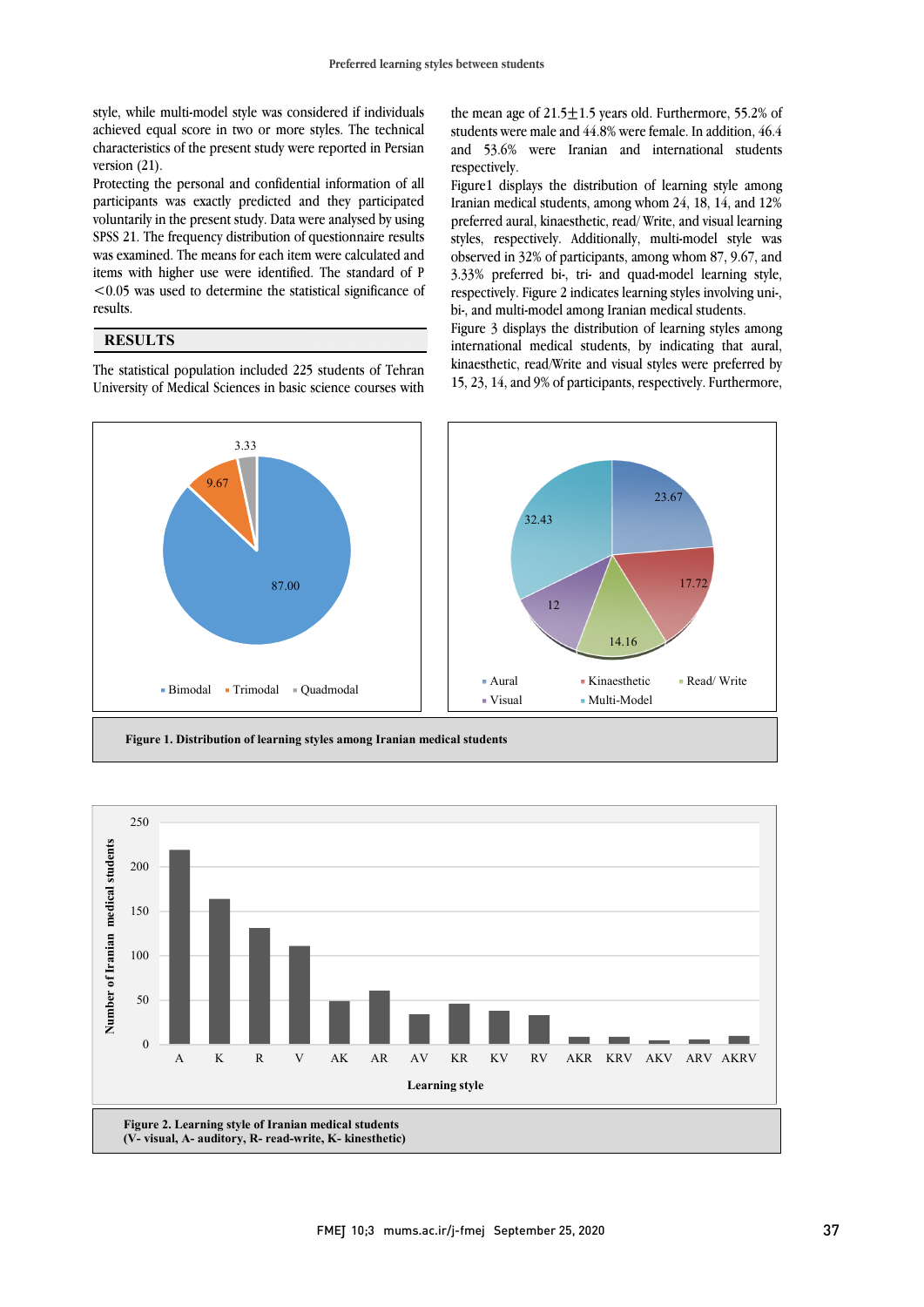style, while multi-model style was considered if individuals achieved equal score in two or more styles. The technical characteristics of the present study were reported in Persian version (21).

Protecting the personal and confidential information of all participants was exactly predicted and they participated voluntarily in the present study. Data were analysed by using SPSS 21. The frequency distribution of questionnaire results was examined. The means for each item were calculated and items with higher use were identified. The standard of P <0.05 was used to determine the statistical significance of results.

## RESULTS

The statistical population included 225 students of Tehran University of Medical Sciences in basic science courses with the mean age of 21.5±1.5 years old. Furthermore, 55.2% of students were male and 44.8% were female. In addition, 46.4 and 53.6% were Iranian and international students respectively.

Figure1 displays the distribution of learning style among Iranian medical students, among whom 24, 18, 14, and 12% preferred aural, kinaesthetic, read/ Write, and visual learning styles, respectively. Additionally, multi-model style was observed in 32% of participants, among whom 87, 9.67, and 3.33% preferred bi-, tri- and quad-model learning style, respectively. Figure 2 indicates learning styles involving uni-, bi-, and multi-model among Iranian medical students.

Figure 3 displays the distribution of learning styles among international medical students, by indicating that aural, kinaesthetic, read/Write and visual styles were preferred by 15, 23, 14, and 9% of participants, respectively. Furthermore,

**Figure 1. Distribution of learning styles among Iranian medical students**

**Figure 2. Learning style of Iranian medical students**
**(V- visual, A- auditory, R- read-write, K- kinesthetic)**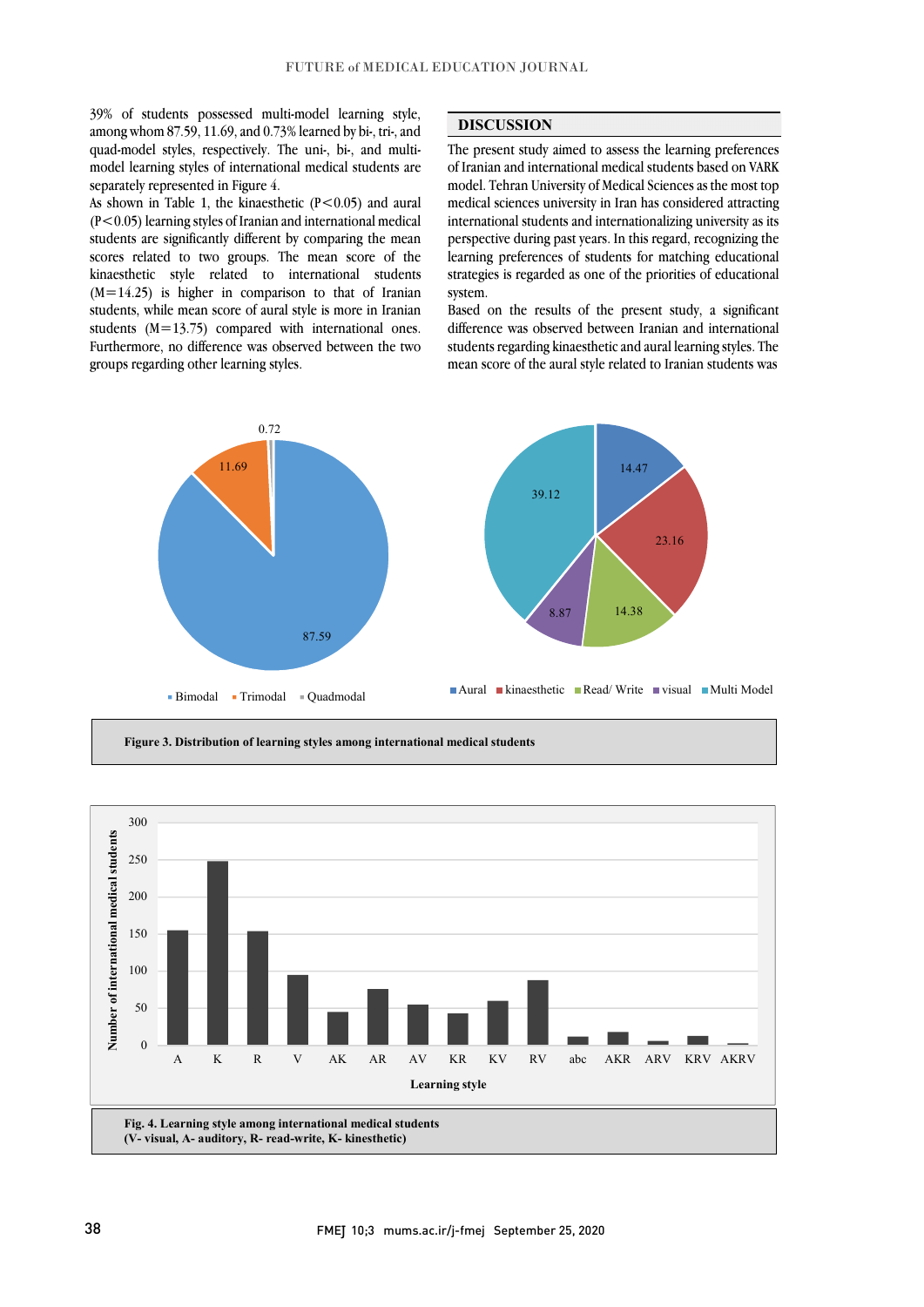39% of students possessed multi-model learning style, among whom 87.59, 11.69, and 0.73% learned by bi-, tri-, and quad-model styles, respectively. The uni-, bi-, and multi-model learning styles of international medical students are separately represented in Figure 4.

As shown in Table 1, the kinaesthetic ($P<0.05$) and aural ($P<0.05$) learning styles of Iranian and international medical students are significantly different by comparing the mean scores related to two groups. The mean score of the kinaesthetic style related to international students ($M=14.25$) is higher in comparison to that of Iranian students, while mean score of aural style is more in Iranian students ($M=13.75$) compared with international ones. Furthermore, no difference was observed between the two groups regarding other learning styles.

## DISCUSSION

The present study aimed to assess the learning preferences of Iranian and international medical students based on VARK model. Tehran University of Medical Sciences as the most top medical sciences university in Iran has considered attracting international students and internationalizing university as its perspective during past years. In this regard, recognizing the learning preferences of students for matching educational strategies is regarded as one of the priorities of educational system.

Based on the results of the present study, a significant difference was observed between Iranian and international students regarding kinaesthetic and aural learning styles. The mean score of the aural style related to Iranian students was

Figure 3. Distribution of learning styles among international medical students

Fig. 4. Learning style among international medical students
(V- visual, A- auditory, R- read-write, K- kinesthetic)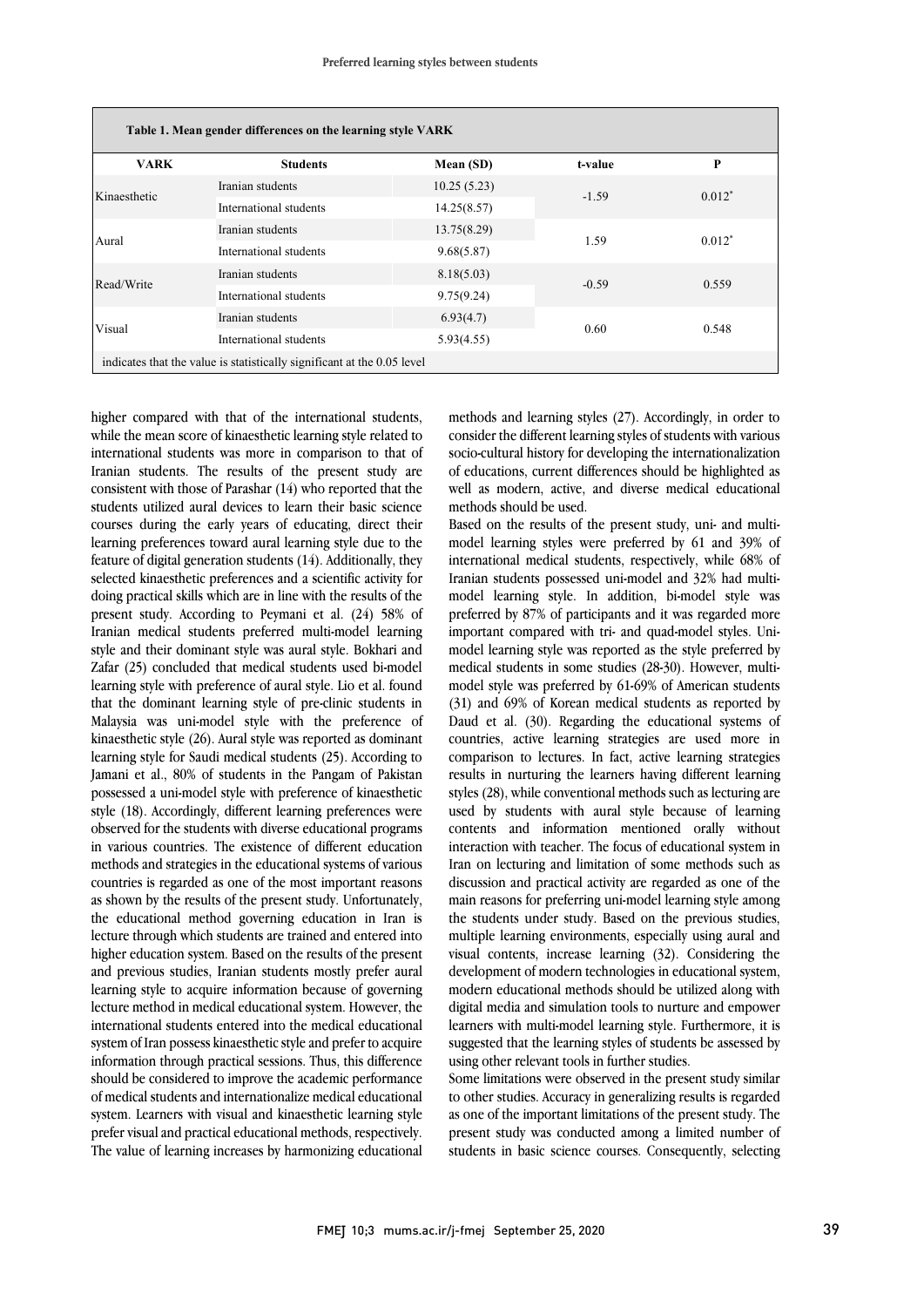**Table 1. Mean gender differences on the learning style VARK**

| VARK | Students | Mean (SD) | t-value | P |
|---|---|---|---|---|
| Kinaesthetic | Iranian students | 10.25 (5.23) | -1.59 | 0.012* |
| | International students | 14.25(8.57) | | |
| Aural | Iranian students | 13.75(8.29) | 1.59 | 0.012* |
| | International students | 9.68(5.87) | | |
| Read/Write | Iranian students | 8.18(5.03) | -0.59 | 0.559 |
| | International students | 9.75(9.24) | | |
| Visual | Iranian students | 6.93(4.7) | 0.60 | 0.548 |
| | International students | 5.93(4.55) | | |

indicates that the value is statistically significant at the 0.05 level

higher compared with that of the international students, while the mean score of kinaesthetic learning style related to international students was more in comparison to that of Iranian students. The results of the present study are consistent with those of Parashar (14) who reported that the students utilized aural devices to learn their basic science courses during the early years of educating, direct their learning preferences toward aural learning style due to the feature of digital generation students (14). Additionally, they selected kinaesthetic preferences and a scientific activity for doing practical skills which are in line with the results of the present study. According to Peymani et al. (24) 58% of Iranian medical students preferred multi-model learning style and their dominant style was aural style. Bokhari and Zafar (25) concluded that medical students used bi-model learning style with preference of aural style. Lio et al. found that the dominant learning style of pre-clinic students in Malaysia was uni-model style with the preference of kinaesthetic style (26). Aural style was reported as dominant learning style for Saudi medical students (25). According to Jamani et al., 80% of students in the Pangam of Pakistan possessed a uni-model style with preference of kinaesthetic style (18). Accordingly, different learning preferences were observed for the students with diverse educational programs in various countries. The existence of different education methods and strategies in the educational systems of various countries is regarded as one of the most important reasons as shown by the results of the present study. Unfortunately, the educational method governing education in Iran is lecture through which students are trained and entered into higher education system. Based on the results of the present and previous studies, Iranian students mostly prefer aural learning style to acquire information because of governing lecture method in medical educational system. However, the international students entered into the medical educational system of Iran possess kinaesthetic style and prefer to acquire information through practical sessions. Thus, this difference should be considered to improve the academic performance of medical students and internationalize medical educational system. Learners with visual and kinaesthetic learning style prefer visual and practical educational methods, respectively. The value of learning increases by harmonizing educational methods and learning styles (27). Accordingly, in order to consider the different learning styles of students with various socio-cultural history for developing the internationalization of educations, current differences should be highlighted as well as modern, active, and diverse medical educational methods should be used.

Based on the results of the present study, uni- and multi-model learning styles were preferred by 61 and 39% of international medical students, respectively, while 68% of Iranian students possessed uni-model and 32% had multi-model learning style. In addition, bi-model style was preferred by 87% of participants and it was regarded more important compared with tri- and quad-model styles. Uni-model learning style was reported as the style preferred by medical students in some studies (28-30). However, multi-model style was preferred by 61-69% of American students (31) and 69% of Korean medical students as reported by Daud et al. (30). Regarding the educational systems of countries, active learning strategies are used more in comparison to lectures. In fact, active learning strategies results in nurturing the learners having different learning styles (28), while conventional methods such as lecturing are used by students with aural style because of learning contents and information mentioned orally without interaction with teacher. The focus of educational system in Iran on lecturing and limitation of some methods such as discussion and practical activity are regarded as one of the main reasons for preferring uni-model learning style among the students under study. Based on the previous studies, multiple learning environments, especially using aural and visual contents, increase learning (32). Considering the development of modern technologies in educational system, modern educational methods should be utilized along with digital media and simulation tools to nurture and empower learners with multi-model learning style. Furthermore, it is suggested that the learning styles of students be assessed by using other relevant tools in further studies.

Some limitations were observed in the present study similar to other studies. Accuracy in generalizing results is regarded as one of the important limitations of the present study. The present study was conducted among a limited number of students in basic science courses. Consequently, selecting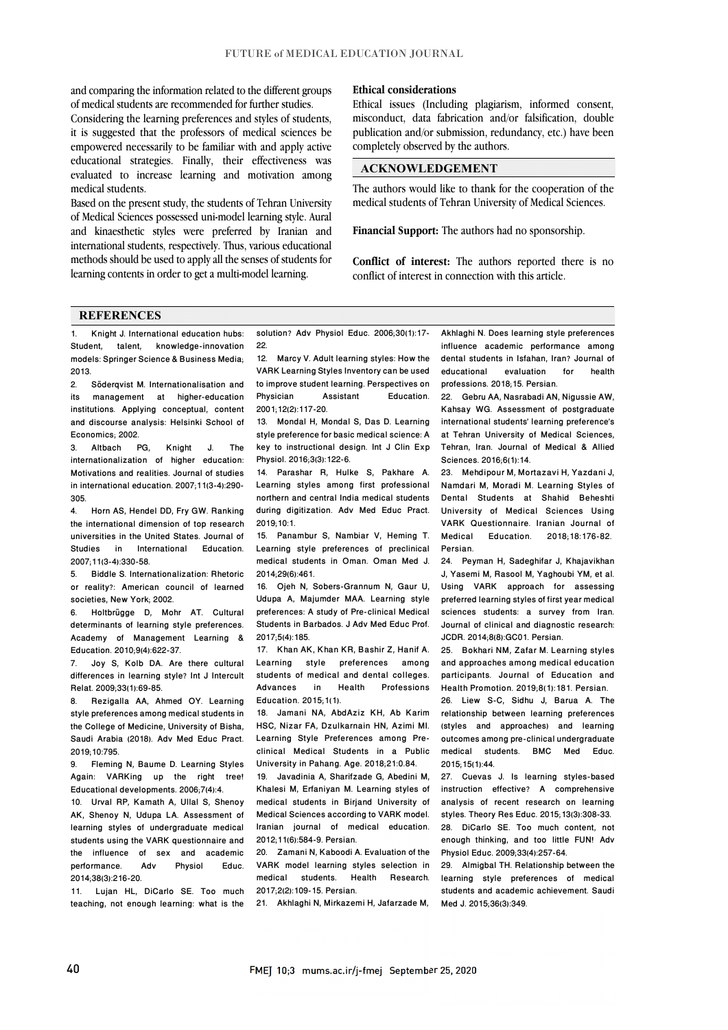and comparing the information related to the different groups of medical students are recommended for further studies.

Considering the learning preferences and styles of students, it is suggested that the professors of medical sciences be empowered necessarily to be familiar with and apply active educational strategies. Finally, their effectiveness was evaluated to increase learning and motivation among medical students.

Based on the present study, the students of Tehran University of Medical Sciences possessed uni-model learning style. Aural and kinaesthetic styles were preferred by Iranian and international students, respectively. Thus, various educational methods should be used to apply all the senses of students for learning contents in order to get a multi-model learning.

**Ethical considerations**

Ethical issues (Including plagiarism, informed consent, misconduct, data fabrication and/or falsification, double publication and/or submission, redundancy, etc.) have been completely observed by the authors.

## ACKNOWLEDGEMENT

The authors would like to thank for the cooperation of the medical students of Tehran University of Medical Sciences.

**Financial Support:** The authors had no sponsorship.

**Conflict of interest:** The authors reported there is no conflict of interest in connection with this article.

## REFERENCES

1. Knight J. International education hubs: Student, talent, knowledge-innovation models: Springer Science & Business Media; 2013.
2. Söderqvist M. Internationalisation and its management at higher-education institutions. Applying conceptual, content and discourse analysis: Helsinki School of Economics; 2002.
3. Altbach PG, Knight J. The internationalization of higher education: Motivations and realities. Journal of studies in international education. 2007;11(3-4):290-305.
4. Horn AS, Hendel DD, Fry GW. Ranking the international dimension of top research universities in the United States. Journal of Studies in International Education. 2007;11(3-4):330-58.
5. Biddle S. Internationalization: Rhetoric or reality?: American council of learned societies, New York; 2002.
6. Holtbrügge D, Mohr AT. Cultural determinants of learning style preferences. Academy of Management Learning & Education. 2010;9(4):622-37.
7. Joy S, Kolb DA. Are there cultural differences in learning style? Int J Intercult Relat. 2009;33(1):69-85.
8. Rezigalla AA, Ahmed OY. Learning style preferences among medical students in the College of Medicine, University of Bisha, Saudi Arabia (2018). Adv Med Educ Pract. 2019;10:795.
9. Fleming N, Baume D. Learning Styles Again: VARKing up the right tree! Educational developments. 2006;7(4):4.
10. Urval RP, Kamath A, Ullal S, Shenoy AK, Shenoy N, Udupa LA. Assessment of learning styles of undergraduate medical students using the VARK questionnaire and the influence of sex and academic performance. Adv Physiol Educ. 2014;38(3):216-20.
11. Lujan HL, DiCarlo SE. Too much teaching, not enough learning: what is the solution? Adv Physiol Educ. 2006;30(1):17-22.
12. Marcy V. Adult learning styles: How the VARK Learning Styles Inventory can be used to improve student learning. Perspectives on Physician Assistant Education. 2001;12(2):117-20.
13. Mondal H, Mondal S, Das D. Learning style preference for basic medical science: A key to instructional design. Int J Clin Exp Physiol. 2016;3(3):122-6.
14. Parashar R, Hulke S, Pakhare A. Learning styles among first professional northern and central India medical students during digitization. Adv Med Educ Pract. 2019;10:1.
15. Panambur S, Nambiar V, Heming T. Learning style preferences of preclinical medical students in Oman. Oman Med J. 2014;29(6):461.
16. Ojeh N, Sobers-Grannum N, Gaur U, Udupa A, Majumder MAA. Learning style preferences: A study of Pre-clinical Medical Students in Barbados. J Adv Med Educ Prof. 2017;5(4):185.
17. Khan AK, Khan KR, Bashir Z, Hanif A. Learning style preferences among students of medical and dental colleges. Advances in Health Professions Education. 2015;1(1).
18. Jamani NA, AbdAziz KH, Ab Karim HSC, Nizar FA, Dzulkarnain HN, Azimi MI. Learning Style Preferences among Pre-clinical Medical Students in a Public University in Pahang. Age. 2018;21:0.84.
19. Javadinia A, Sharifzade G, Abedini M, Khalesi M, Erfaniyan M. Learning styles of medical students in Birjand University of Medical Sciences according to VARK model. Iranian journal of medical education. 2012;11(6):584-9. Persian.
20. Zamani N, Kaboodi A. Evaluation of the VARK model learning styles selection in medical students. Health Research. 2017;2(2):109-15. Persian.
21. Akhlaghi N, Mirkazemi H, Jafarzade M, Akhlaghi N. Does learning style preferences influence academic performance among dental students in Isfahan, Iran? Journal of educational evaluation for health professions. 2018;15. Persian.
22. Gebru AA, Nasrabadi AN, Nigussie AW, Kahsay WG. Assessment of postgraduate international students' learning preference's at Tehran University of Medical Sciences, Tehran, Iran. Journal of Medical & Allied Sciences. 2016;6(1):14.
23. Mehdipour M, Mortazavi H, Yazdani J, Namdari M, Moradi M. Learning Styles of Dental Students at Shahid Beheshti University of Medical Sciences Using VARK Questionnaire. Iranian Journal of Medical Education. 2018;18:176-82. Persian.
24. Peyman H, Sadeghifar J, Khajavikhan J, Yasemi M, Rasool M, Yaghoubi YM, et al. Using VARK approach for assessing preferred learning styles of first year medical sciences students: a survey from Iran. Journal of clinical and diagnostic research: JCDR. 2014;8(8):GC01. Persian.
25. Bokhari NM, Zafar M. Learning styles and approaches among medical education participants. Journal of Education and Health Promotion. 2019;8(1):181. Persian.
26. Liew S-C, Sidhu J, Barua A. The relationship between learning preferences (styles and approaches) and learning outcomes among pre-clinical undergraduate medical students. BMC Med Educ. 2015;15(1):44.
27. Cuevas J. Is learning styles-based instruction effective? A comprehensive analysis of recent research on learning styles. Theory Res Educ. 2015;13(3):308-33.
28. DiCarlo SE. Too much content, not enough thinking, and too little FUN! Adv Physiol Educ. 2009;33(4):257-64.
29. Almigbal TH. Relationship between the learning style preferences of medical students and academic achievement. Saudi Med J. 2015;36(3):349.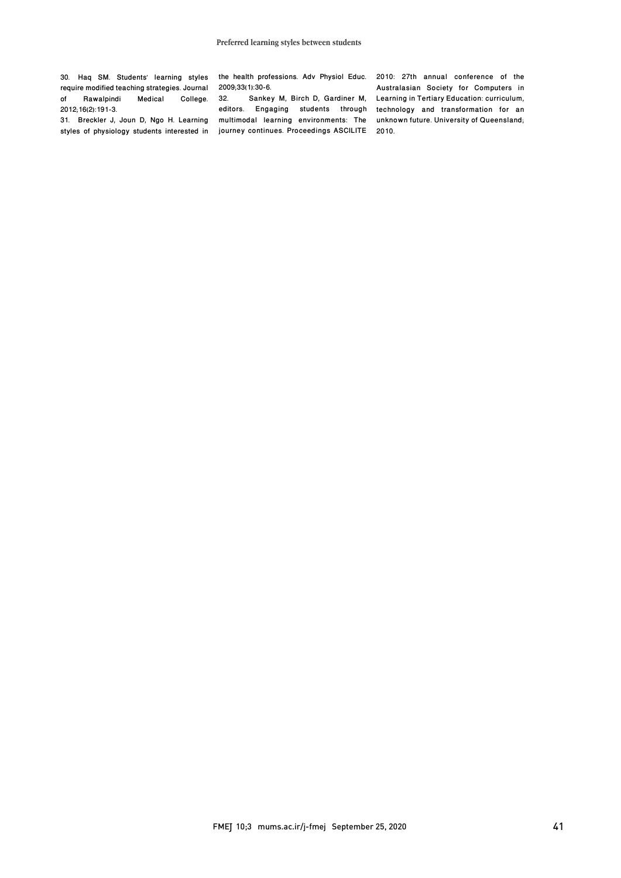30. Haq SM. Students' learning styles require modified teaching strategies. Journal of Rawalpindi Medical College. 2012;16(2):191-3.

31. Breckler J, Joun D, Ngo H. Learning styles of physiology students interested in the health professions. Adv Physiol Educ. 2009;33(1):30-6.

32. Sankey M, Birch D, Gardiner M, editors. Engaging students through multimodal learning environments: The journey continues. Proceedings ASCILITE 2010: 27th annual conference of the Australasian Society for Computers in Learning in Tertiary Education: curriculum, technology and transformation for an unknown future. University of Queensland; 2010.